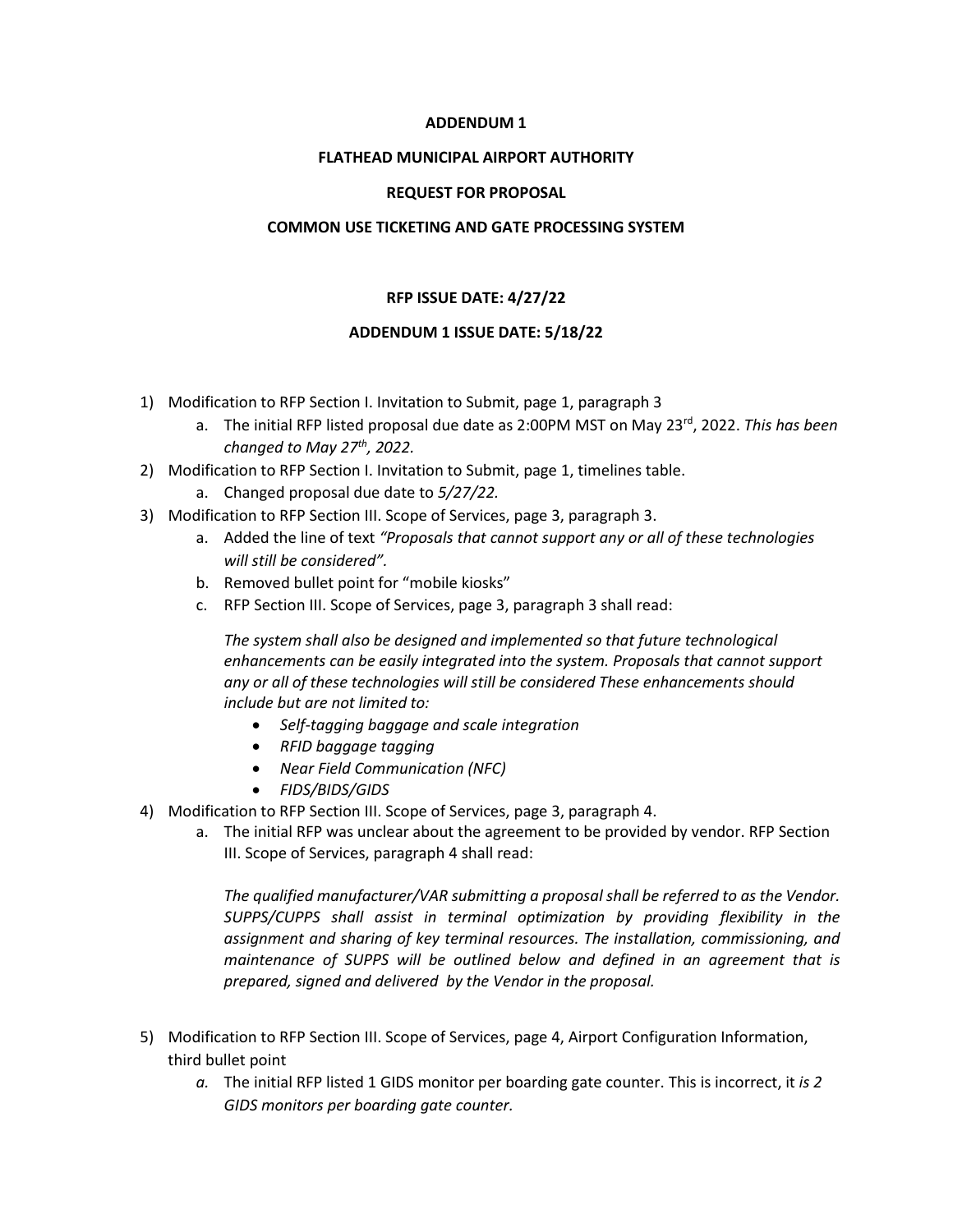**ADDENDUM 1**

**FLATHEAD MUNICIPAL AIRPORT AUTHORITY**

**REQUEST FOR PROPOSAL**

**COMMON USE TICKETING AND GATE PROCESSING SYSTEM**

**RFP ISSUE DATE: 4/27/22**

**ADDENDUM 1 ISSUE DATE: 5/18/22**

1) Modification to RFP Section I. Invitation to Submit, page 1, paragraph 3
   a. The initial RFP listed proposal due date as 2:00PM MST on May 23rd, 2022. *This has been changed to May 27th, 2022.*
2) Modification to RFP Section I. Invitation to Submit, page 1, timelines table.
   a. Changed proposal due date to *5/27/22.*
3) Modification to RFP Section III. Scope of Services, page 3, paragraph 3.
   a. Added the line of text *"Proposals that cannot support any or all of these technologies will still be considered".*
   b. Removed bullet point for "mobile kiosks"
   c. RFP Section III. Scope of Services, page 3, paragraph 3 shall read:

      *The system shall also be designed and implemented so that future technological enhancements can be easily integrated into the system. Proposals that cannot support any or all of these technologies will still be considered These enhancements should include but are not limited to:*

      - *Self-tagging baggage and scale integration*
      - *RFID baggage tagging*
      - *Near Field Communication (NFC)*
      - *FIDS/BIDS/GIDS*
4) Modification to RFP Section III. Scope of Services, page 3, paragraph 4.
   a. The initial RFP was unclear about the agreement to be provided by vendor. RFP Section III. Scope of Services, paragraph 4 shall read:

      *The qualified manufacturer/VAR submitting a proposal shall be referred to as the Vendor. SUPPS/CUPPS shall assist in terminal optimization by providing flexibility in the assignment and sharing of key terminal resources. The installation, commissioning, and maintenance of SUPPS will be outlined below and defined in an agreement that is prepared, signed and delivered by the Vendor in the proposal.*
5) Modification to RFP Section III. Scope of Services, page 4, Airport Configuration Information, third bullet point
   a. The initial RFP listed 1 GIDS monitor per boarding gate counter. This is incorrect, it *is 2 GIDS monitors per boarding gate counter.*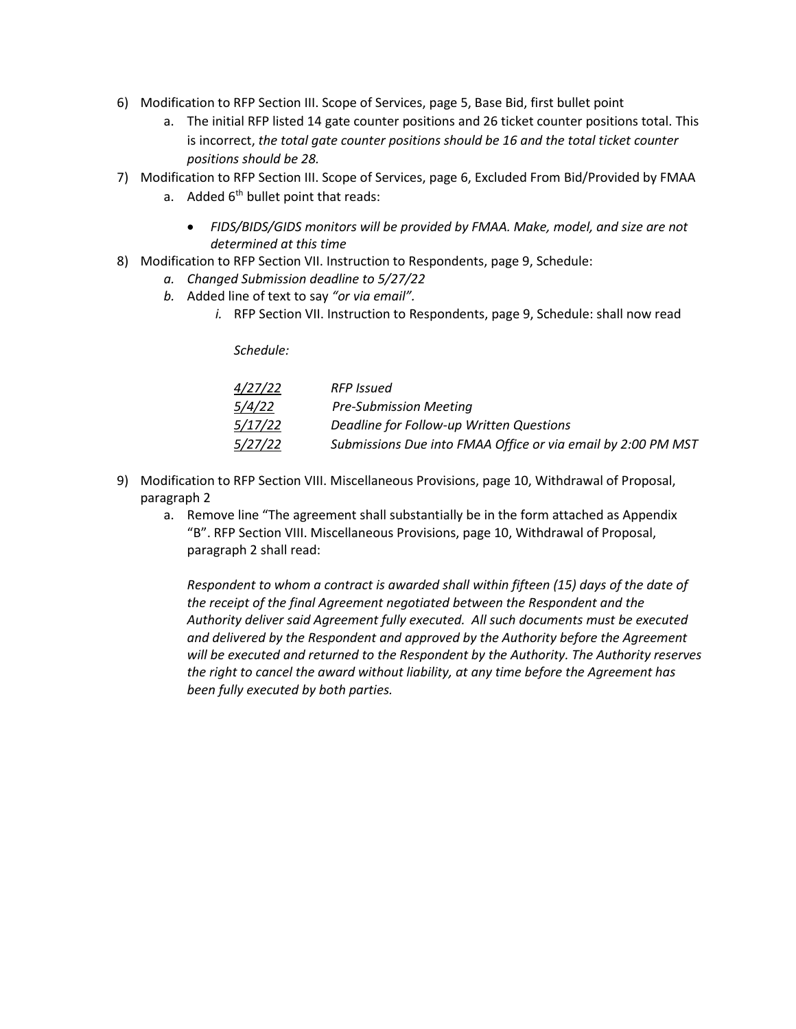6) Modification to RFP Section III. Scope of Services, page 5, Base Bid, first bullet point
   a. The initial RFP listed 14 gate counter positions and 26 ticket counter positions total. This is incorrect, *the total gate counter positions should be 16 and the total ticket counter positions should be 28.*
7) Modification to RFP Section III. Scope of Services, page 6, Excluded From Bid/Provided by FMAA
   a. Added 6th bullet point that reads:
      - *FIDS/BIDS/GIDS monitors will be provided by FMAA. Make, model, and size are not determined at this time*
8) Modification to RFP Section VII. Instruction to Respondents, page 9, Schedule:
   a. *Changed Submission deadline to 5/27/22*
   b. Added line of text to say *"or via email".*
      i. RFP Section VII. Instruction to Respondents, page 9, Schedule: shall now read

         *Schedule:*

         | | |
         |---|---|
         | *4/27/22* | *RFP Issued* |
         | *5/4/22* | *Pre-Submission Meeting* |
         | *5/17/22* | *Deadline for Follow-up Written Questions* |
         | *5/27/22* | *Submissions Due into FMAA Office or via email by 2:00 PM MST* |

9) Modification to RFP Section VIII. Miscellaneous Provisions, page 10, Withdrawal of Proposal, paragraph 2
   a. Remove line "The agreement shall substantially be in the form attached as Appendix "B". RFP Section VIII. Miscellaneous Provisions, page 10, Withdrawal of Proposal, paragraph 2 shall read:

      *Respondent to whom a contract is awarded shall within fifteen (15) days of the date of the receipt of the final Agreement negotiated between the Respondent and the Authority deliver said Agreement fully executed. All such documents must be executed and delivered by the Respondent and approved by the Authority before the Agreement will be executed and returned to the Respondent by the Authority. The Authority reserves the right to cancel the award without liability, at any time before the Agreement has been fully executed by both parties.*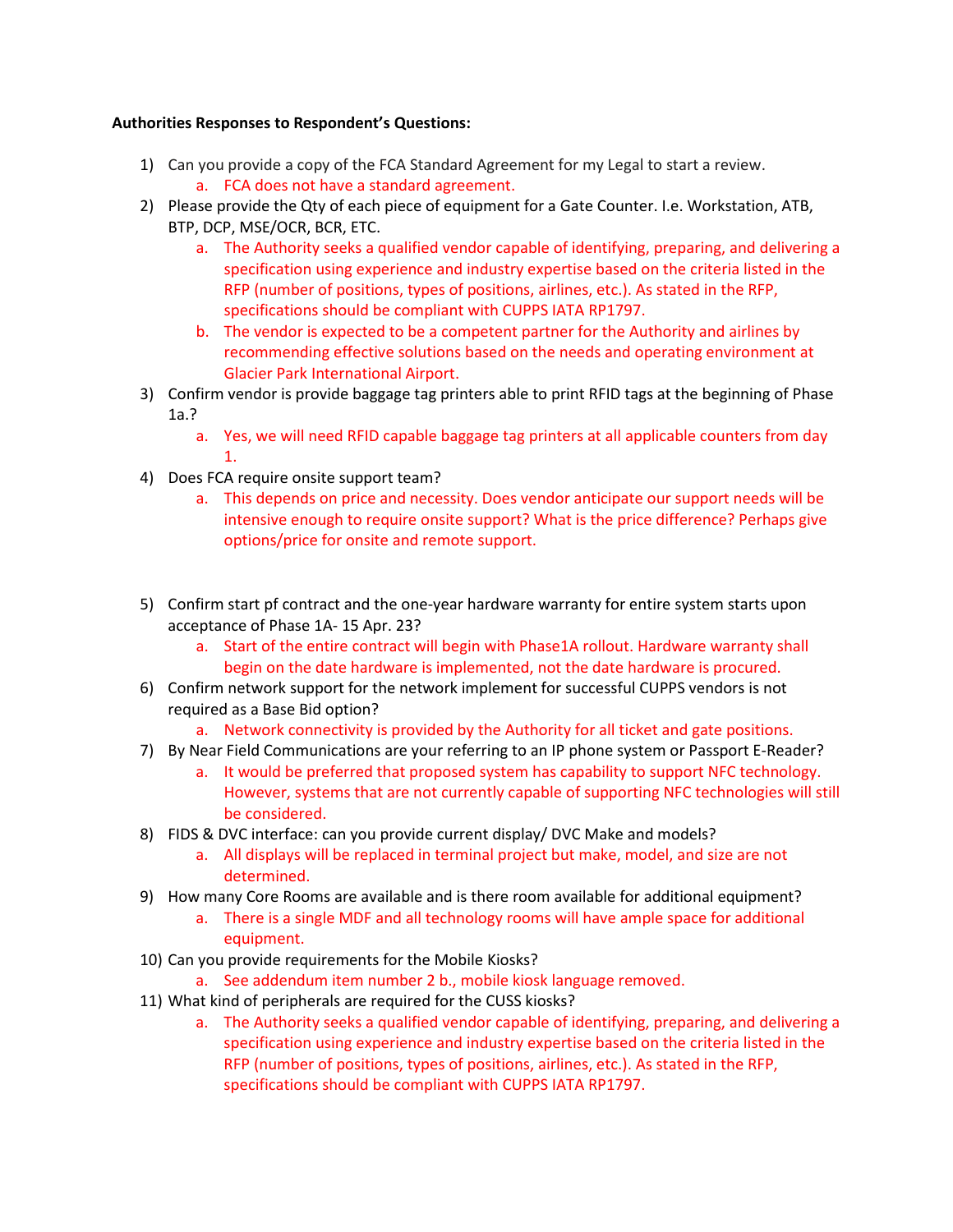**Authorities Responses to Respondent's Questions:**

1) Can you provide a copy of the FCA Standard Agreement for my Legal to start a review.
    a. FCA does not have a standard agreement.
2) Please provide the Qty of each piece of equipment for a Gate Counter. I.e. Workstation, ATB, BTP, DCP, MSE/OCR, BCR, ETC.
    a. The Authority seeks a qualified vendor capable of identifying, preparing, and delivering a specification using experience and industry expertise based on the criteria listed in the RFP (number of positions, types of positions, airlines, etc.). As stated in the RFP, specifications should be compliant with CUPPS IATA RP1797.
    b. The vendor is expected to be a competent partner for the Authority and airlines by recommending effective solutions based on the needs and operating environment at Glacier Park International Airport.
3) Confirm vendor is provide baggage tag printers able to print RFID tags at the beginning of Phase 1a.?
    a. Yes, we will need RFID capable baggage tag printers at all applicable counters from day 1.
4) Does FCA require onsite support team?
    a. This depends on price and necessity. Does vendor anticipate our support needs will be intensive enough to require onsite support? What is the price difference? Perhaps give options/price for onsite and remote support.
5) Confirm start pf contract and the one-year hardware warranty for entire system starts upon acceptance of Phase 1A- 15 Apr. 23?
    a. Start of the entire contract will begin with Phase1A rollout. Hardware warranty shall begin on the date hardware is implemented, not the date hardware is procured.
6) Confirm network support for the network implement for successful CUPPS vendors is not required as a Base Bid option?
    a. Network connectivity is provided by the Authority for all ticket and gate positions.
7) By Near Field Communications are your referring to an IP phone system or Passport E-Reader?
    a. It would be preferred that proposed system has capability to support NFC technology. However, systems that are not currently capable of supporting NFC technologies will still be considered.
8) FIDS & DVC interface: can you provide current display/ DVC Make and models?
    a. All displays will be replaced in terminal project but make, model, and size are not determined.
9) How many Core Rooms are available and is there room available for additional equipment?
    a. There is a single MDF and all technology rooms will have ample space for additional equipment.
10) Can you provide requirements for the Mobile Kiosks?
    a. See addendum item number 2 b., mobile kiosk language removed.
11) What kind of peripherals are required for the CUSS kiosks?
    a. The Authority seeks a qualified vendor capable of identifying, preparing, and delivering a specification using experience and industry expertise based on the criteria listed in the RFP (number of positions, types of positions, airlines, etc.). As stated in the RFP, specifications should be compliant with CUPPS IATA RP1797.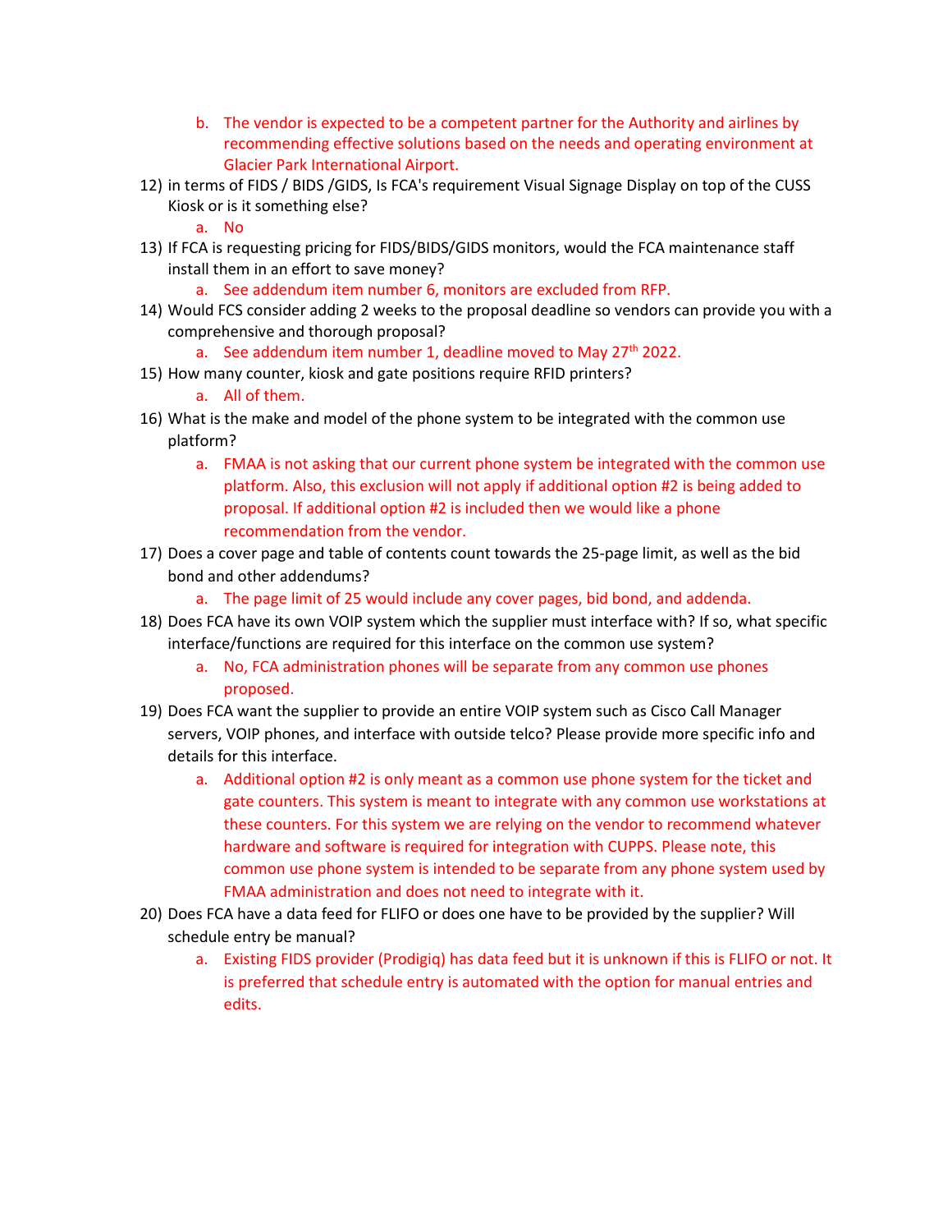b. The vendor is expected to be a competent partner for the Authority and airlines by recommending effective solutions based on the needs and operating environment at Glacier Park International Airport.

12) in terms of FIDS / BIDS /GIDS, Is FCA's requirement Visual Signage Display on top of the CUSS Kiosk or is it something else?
    a. No
13) If FCA is requesting pricing for FIDS/BIDS/GIDS monitors, would the FCA maintenance staff install them in an effort to save money?
    a. See addendum item number 6, monitors are excluded from RFP.
14) Would FCS consider adding 2 weeks to the proposal deadline so vendors can provide you with a comprehensive and thorough proposal?
    a. See addendum item number 1, deadline moved to May 27th 2022.
15) How many counter, kiosk and gate positions require RFID printers?
    a. All of them.
16) What is the make and model of the phone system to be integrated with the common use platform?
    a. FMAA is not asking that our current phone system be integrated with the common use platform. Also, this exclusion will not apply if additional option #2 is being added to proposal. If additional option #2 is included then we would like a phone recommendation from the vendor.
17) Does a cover page and table of contents count towards the 25-page limit, as well as the bid bond and other addendums?
    a. The page limit of 25 would include any cover pages, bid bond, and addenda.
18) Does FCA have its own VOIP system which the supplier must interface with? If so, what specific interface/functions are required for this interface on the common use system?
    a. No, FCA administration phones will be separate from any common use phones proposed.
19) Does FCA want the supplier to provide an entire VOIP system such as Cisco Call Manager servers, VOIP phones, and interface with outside telco? Please provide more specific info and details for this interface.
    a. Additional option #2 is only meant as a common use phone system for the ticket and gate counters. This system is meant to integrate with any common use workstations at these counters. For this system we are relying on the vendor to recommend whatever hardware and software is required for integration with CUPPS. Please note, this common use phone system is intended to be separate from any phone system used by FMAA administration and does not need to integrate with it.
20) Does FCA have a data feed for FLIFO or does one have to be provided by the supplier? Will schedule entry be manual?
    a. Existing FIDS provider (Prodigiq) has data feed but it is unknown if this is FLIFO or not. It is preferred that schedule entry is automated with the option for manual entries and edits.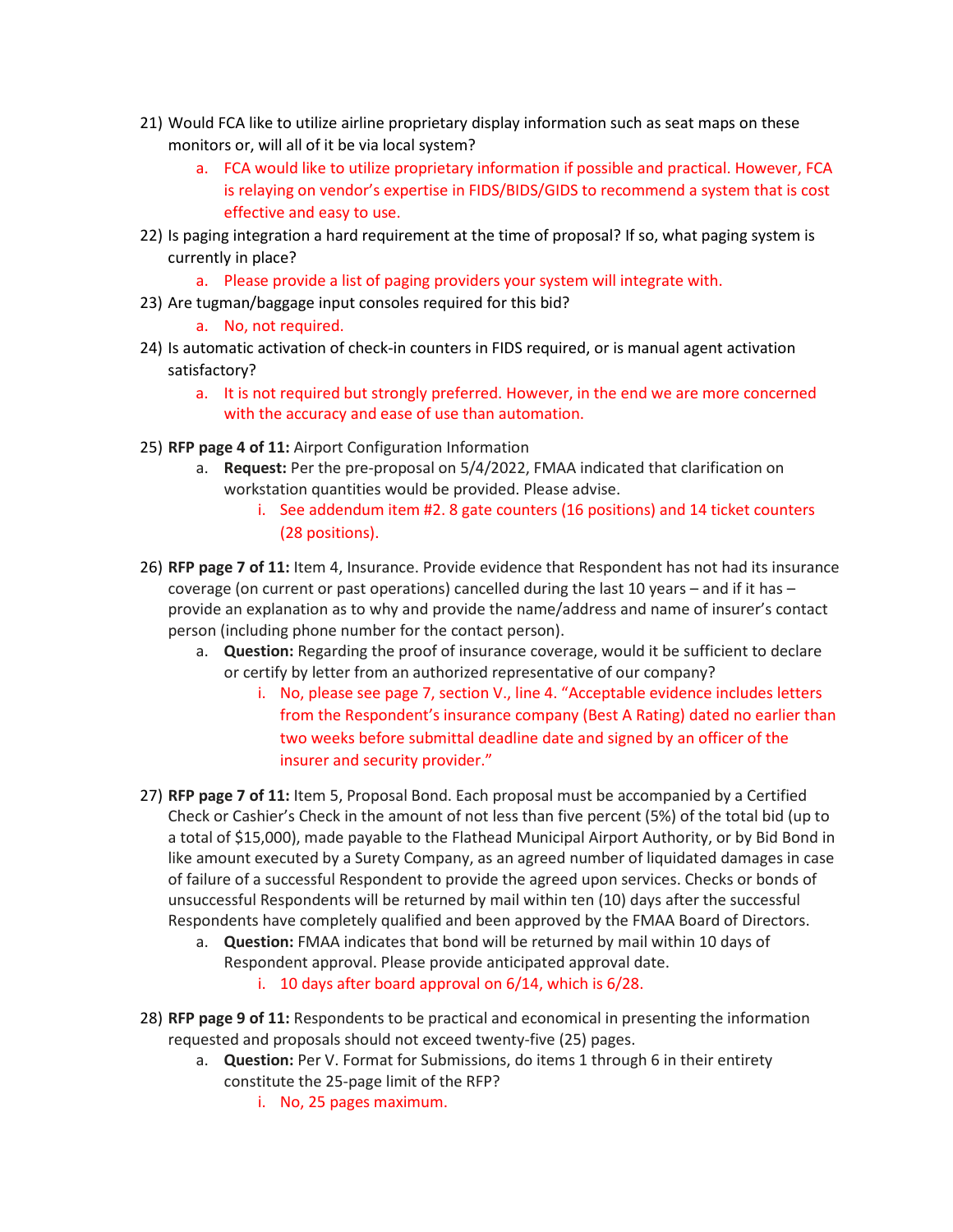21) Would FCA like to utilize airline proprietary display information such as seat maps on these monitors or, will all of it be via local system?
    a. FCA would like to utilize proprietary information if possible and practical. However, FCA is relaying on vendor's expertise in FIDS/BIDS/GIDS to recommend a system that is cost effective and easy to use.
22) Is paging integration a hard requirement at the time of proposal? If so, what paging system is currently in place?
    a. Please provide a list of paging providers your system will integrate with.
23) Are tugman/baggage input consoles required for this bid?
    a. No, not required.
24) Is automatic activation of check-in counters in FIDS required, or is manual agent activation satisfactory?
    a. It is not required but strongly preferred. However, in the end we are more concerned with the accuracy and ease of use than automation.
25) **RFP page 4 of 11:** Airport Configuration Information
    a. **Request:** Per the pre-proposal on 5/4/2022, FMAA indicated that clarification on workstation quantities would be provided. Please advise.
        i. See addendum item #2. 8 gate counters (16 positions) and 14 ticket counters (28 positions).
26) **RFP page 7 of 11:** Item 4, Insurance. Provide evidence that Respondent has not had its insurance coverage (on current or past operations) cancelled during the last 10 years – and if it has – provide an explanation as to why and provide the name/address and name of insurer's contact person (including phone number for the contact person).
    a. **Question:** Regarding the proof of insurance coverage, would it be sufficient to declare or certify by letter from an authorized representative of our company?
        i. No, please see page 7, section V., line 4. "Acceptable evidence includes letters from the Respondent's insurance company (Best A Rating) dated no earlier than two weeks before submittal deadline date and signed by an officer of the insurer and security provider."
27) **RFP page 7 of 11:** Item 5, Proposal Bond. Each proposal must be accompanied by a Certified Check or Cashier's Check in the amount of not less than five percent (5%) of the total bid (up to a total of $15,000), made payable to the Flathead Municipal Airport Authority, or by Bid Bond in like amount executed by a Surety Company, as an agreed number of liquidated damages in case of failure of a successful Respondent to provide the agreed upon services. Checks or bonds of unsuccessful Respondents will be returned by mail within ten (10) days after the successful Respondents have completely qualified and been approved by the FMAA Board of Directors.
    a. **Question:** FMAA indicates that bond will be returned by mail within 10 days of Respondent approval. Please provide anticipated approval date.
        i. 10 days after board approval on 6/14, which is 6/28.
28) **RFP page 9 of 11:** Respondents to be practical and economical in presenting the information requested and proposals should not exceed twenty-five (25) pages.
    a. **Question:** Per V. Format for Submissions, do items 1 through 6 in their entirety constitute the 25-page limit of the RFP?
        i. No, 25 pages maximum.